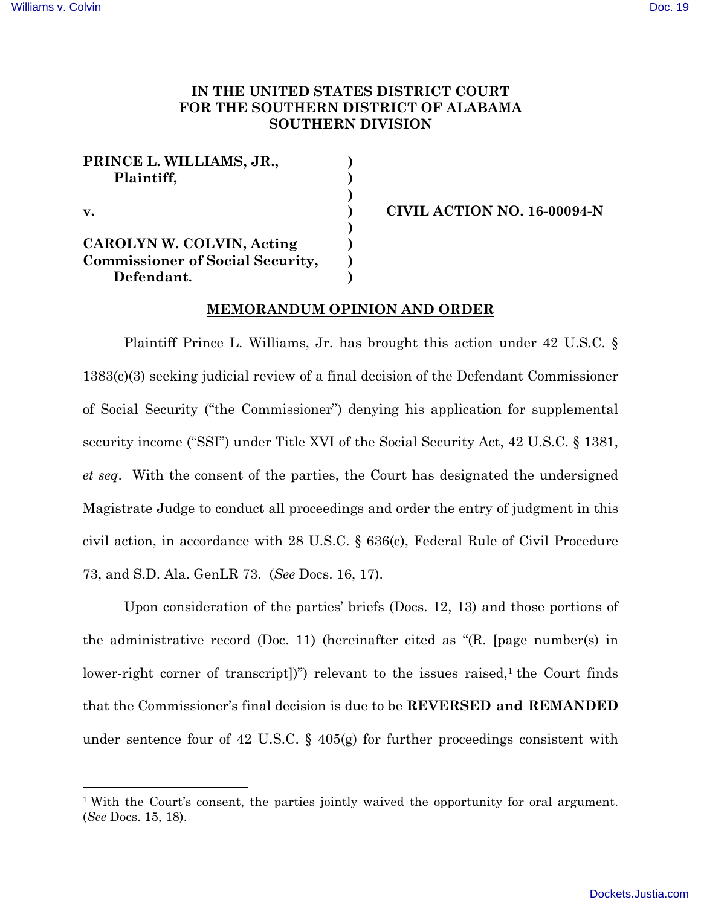**IN THE UNITED STATES DISTRICT COURT**
**FOR THE SOUTHERN DISTRICT OF ALABAMA**
**SOUTHERN DIVISION**

| | | |
|---|---|---|
| **PRINCE L. WILLIAMS, JR., Plaintiff,** | ) | |
| **v.** | ) | **CIVIL ACTION NO. 16-00094-N** |
| **CAROLYN W. COLVIN, Acting Commissioner of Social Security, Defendant.** | ) | |

**MEMORANDUM OPINION AND ORDER**

Plaintiff Prince L. Williams, Jr. has brought this action under 42 U.S.C. § 1383(c)(3) seeking judicial review of a final decision of the Defendant Commissioner of Social Security ("the Commissioner") denying his application for supplemental security income ("SSI") under Title XVI of the Social Security Act, 42 U.S.C. § 1381, *et seq*. With the consent of the parties, the Court has designated the undersigned Magistrate Judge to conduct all proceedings and order the entry of judgment in this civil action, in accordance with 28 U.S.C. § 636(c), Federal Rule of Civil Procedure 73, and S.D. Ala. GenLR 73. (*See* Docs. 16, 17).

Upon consideration of the parties' briefs (Docs. 12, 13) and those portions of the administrative record (Doc. 11) (hereinafter cited as "(R. [page number(s) in lower-right corner of transcript])") relevant to the issues raised,[1] the Court finds that the Commissioner's final decision is due to be **REVERSED and REMANDED** under sentence four of 42 U.S.C. § 405(g) for further proceedings consistent with

[1] With the Court's consent, the parties jointly waived the opportunity for oral argument. (*See* Docs. 15, 18).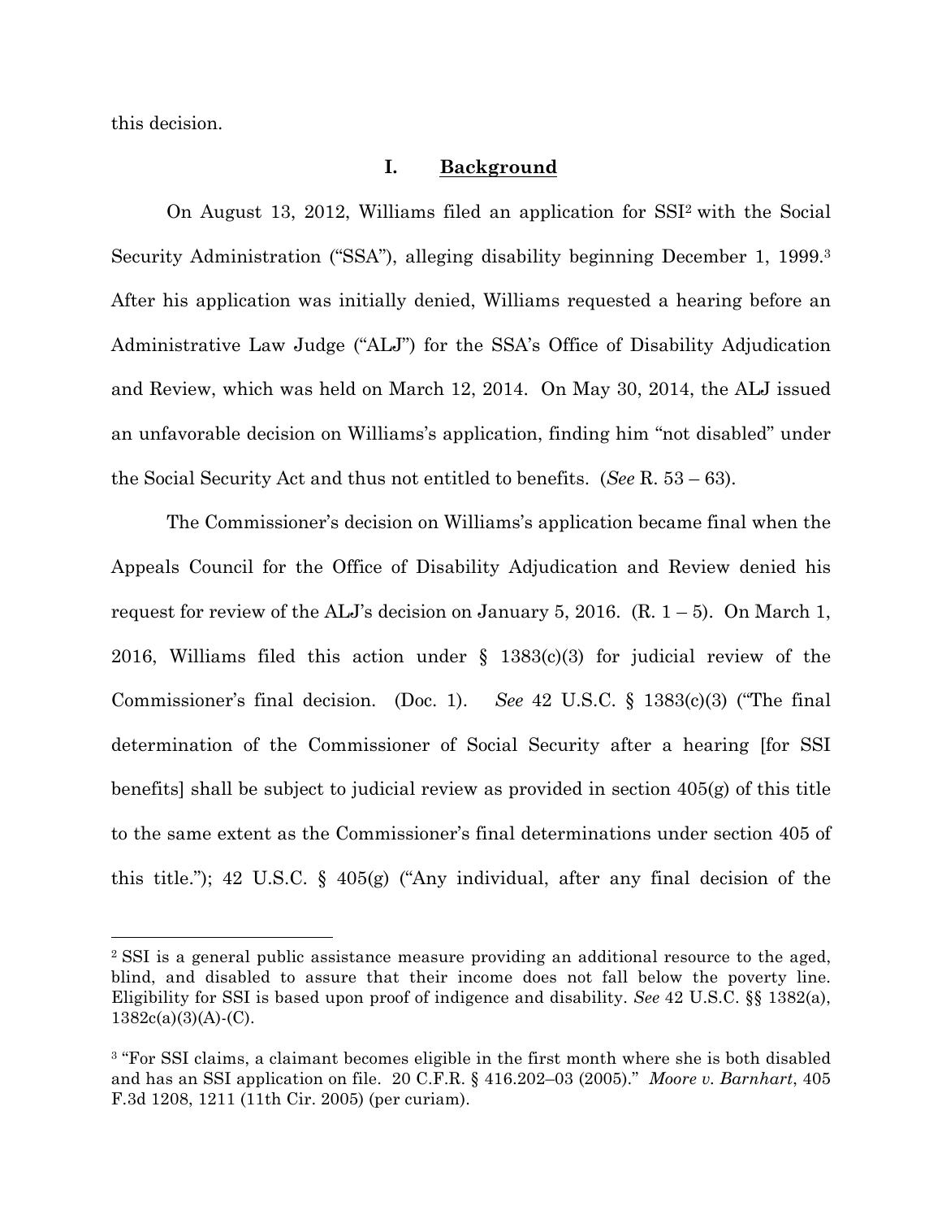this decision.

## I. Background

On August 13, 2012, Williams filed an application for SSI[2] with the Social Security Administration ("SSA"), alleging disability beginning December 1, 1999.[3] After his application was initially denied, Williams requested a hearing before an Administrative Law Judge ("ALJ") for the SSA's Office of Disability Adjudication and Review, which was held on March 12, 2014. On May 30, 2014, the ALJ issued an unfavorable decision on Williams's application, finding him "not disabled" under the Social Security Act and thus not entitled to benefits. (*See* R. 53 – 63).

The Commissioner's decision on Williams's application became final when the Appeals Council for the Office of Disability Adjudication and Review denied his request for review of the ALJ's decision on January 5, 2016. (R. 1 – 5). On March 1, 2016, Williams filed this action under § 1383(c)(3) for judicial review of the Commissioner's final decision. (Doc. 1). *See* 42 U.S.C. § 1383(c)(3) ("The final determination of the Commissioner of Social Security after a hearing [for SSI benefits] shall be subject to judicial review as provided in section 405(g) of this title to the same extent as the Commissioner's final determinations under section 405 of this title."); 42 U.S.C. § 405(g) ("Any individual, after any final decision of the

---

[2] SSI is a general public assistance measure providing an additional resource to the aged, blind, and disabled to assure that their income does not fall below the poverty line. Eligibility for SSI is based upon proof of indigence and disability. *See* 42 U.S.C. §§ 1382(a), 1382c(a)(3)(A)-(C).

[3] "For SSI claims, a claimant becomes eligible in the first month where she is both disabled and has an SSI application on file. 20 C.F.R. § 416.202–03 (2005)." *Moore v. Barnhart*, 405 F.3d 1208, 1211 (11th Cir. 2005) (per curiam).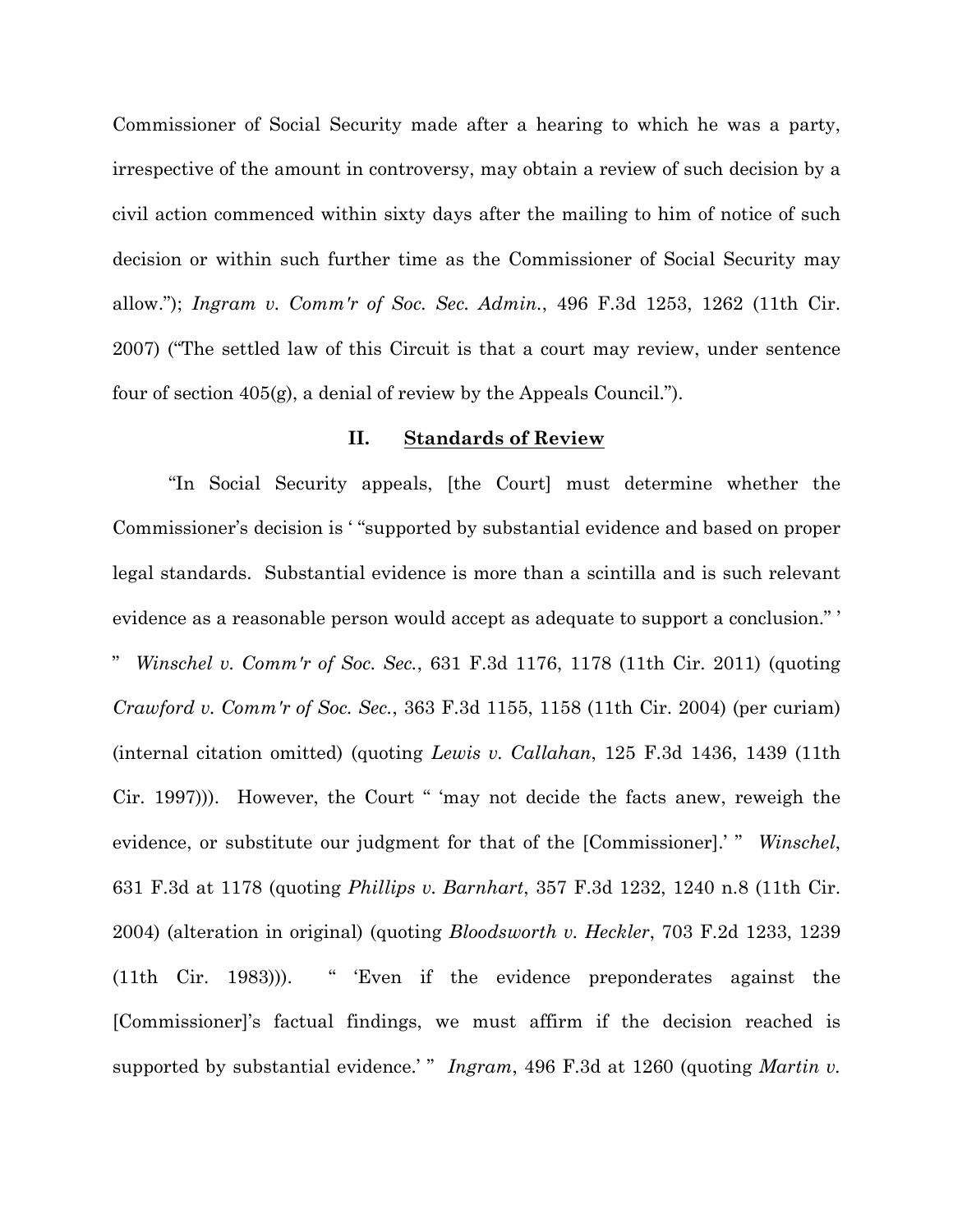Commissioner of Social Security made after a hearing to which he was a party, irrespective of the amount in controversy, may obtain a review of such decision by a civil action commenced within sixty days after the mailing to him of notice of such decision or within such further time as the Commissioner of Social Security may allow."); *Ingram v. Comm'r of Soc. Sec. Admin.*, 496 F.3d 1253, 1262 (11th Cir. 2007) ("The settled law of this Circuit is that a court may review, under sentence four of section 405(g), a denial of review by the Appeals Council.").

## II. Standards of Review

"In Social Security appeals, [the Court] must determine whether the Commissioner's decision is ' "supported by substantial evidence and based on proper legal standards. Substantial evidence is more than a scintilla and is such relevant evidence as a reasonable person would accept as adequate to support a conclusion." ' " *Winschel v. Comm'r of Soc. Sec.*, 631 F.3d 1176, 1178 (11th Cir. 2011) (quoting *Crawford v. Comm'r of Soc. Sec.*, 363 F.3d 1155, 1158 (11th Cir. 2004) (per curiam) (internal citation omitted) (quoting *Lewis v. Callahan*, 125 F.3d 1436, 1439 (11th Cir. 1997))). However, the Court " 'may not decide the facts anew, reweigh the evidence, or substitute our judgment for that of the [Commissioner].' " *Winschel*, 631 F.3d at 1178 (quoting *Phillips v. Barnhart*, 357 F.3d 1232, 1240 n.8 (11th Cir. 2004) (alteration in original) (quoting *Bloodsworth v. Heckler*, 703 F.2d 1233, 1239 (11th Cir. 1983))). " 'Even if the evidence preponderates against the [Commissioner]'s factual findings, we must affirm if the decision reached is supported by substantial evidence.' " *Ingram*, 496 F.3d at 1260 (quoting *Martin v.*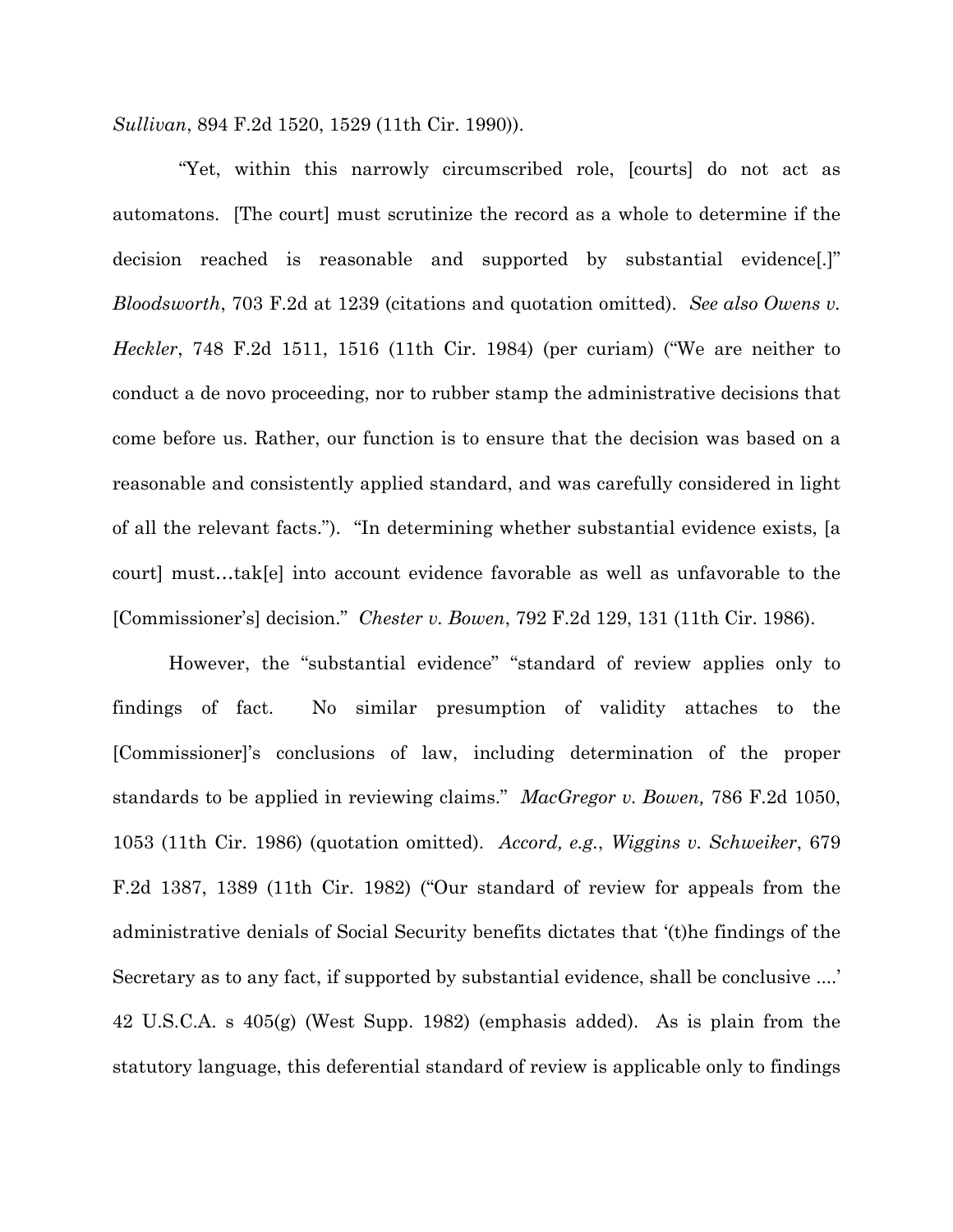*Sullivan*, 894 F.2d 1520, 1529 (11th Cir. 1990)).

"Yet, within this narrowly circumscribed role, [courts] do not act as automatons. [The court] must scrutinize the record as a whole to determine if the decision reached is reasonable and supported by substantial evidence[.]" *Bloodsworth*, 703 F.2d at 1239 (citations and quotation omitted). *See also Owens v. Heckler*, 748 F.2d 1511, 1516 (11th Cir. 1984) (per curiam) ("We are neither to conduct a de novo proceeding, nor to rubber stamp the administrative decisions that come before us. Rather, our function is to ensure that the decision was based on a reasonable and consistently applied standard, and was carefully considered in light of all the relevant facts."). "In determining whether substantial evidence exists, [a court] must…tak[e] into account evidence favorable as well as unfavorable to the [Commissioner's] decision." *Chester v. Bowen*, 792 F.2d 129, 131 (11th Cir. 1986).

However, the "substantial evidence" "standard of review applies only to findings of fact. No similar presumption of validity attaches to the [Commissioner]'s conclusions of law, including determination of the proper standards to be applied in reviewing claims." *MacGregor v. Bowen,* 786 F.2d 1050, 1053 (11th Cir. 1986) (quotation omitted). *Accord, e.g.*, *Wiggins v. Schweiker*, 679 F.2d 1387, 1389 (11th Cir. 1982) ("Our standard of review for appeals from the administrative denials of Social Security benefits dictates that '(t)he findings of the Secretary as to any fact, if supported by substantial evidence, shall be conclusive ....' 42 U.S.C.A. s 405(g) (West Supp. 1982) (emphasis added). As is plain from the statutory language, this deferential standard of review is applicable only to findings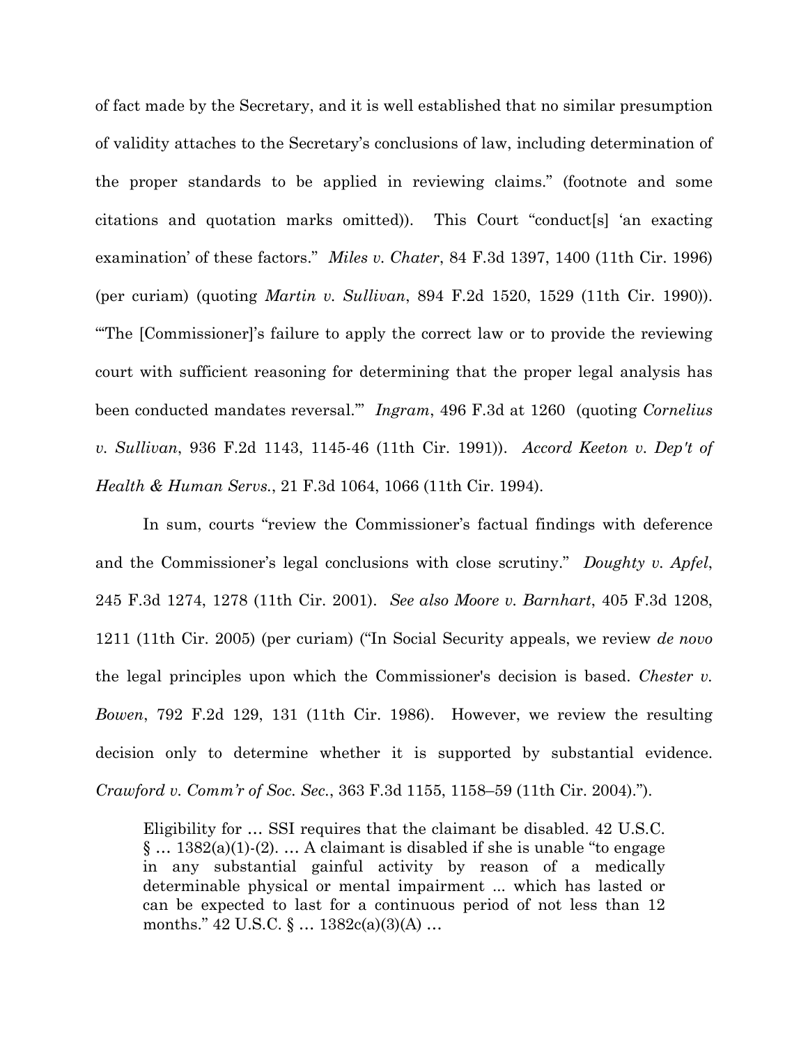of fact made by the Secretary, and it is well established that no similar presumption of validity attaches to the Secretary's conclusions of law, including determination of the proper standards to be applied in reviewing claims." (footnote and some citations and quotation marks omitted)). This Court "conduct[s] 'an exacting examination' of these factors." *Miles v. Chater*, 84 F.3d 1397, 1400 (11th Cir. 1996) (per curiam) (quoting *Martin v. Sullivan*, 894 F.2d 1520, 1529 (11th Cir. 1990)). "'The [Commissioner]'s failure to apply the correct law or to provide the reviewing court with sufficient reasoning for determining that the proper legal analysis has been conducted mandates reversal.'" *Ingram*, 496 F.3d at 1260 (quoting *Cornelius v. Sullivan*, 936 F.2d 1143, 1145-46 (11th Cir. 1991)). *Accord Keeton v. Dep't of Health & Human Servs.*, 21 F.3d 1064, 1066 (11th Cir. 1994).

In sum, courts "review the Commissioner's factual findings with deference and the Commissioner's legal conclusions with close scrutiny." *Doughty v. Apfel*, 245 F.3d 1274, 1278 (11th Cir. 2001). *See also Moore v. Barnhart*, 405 F.3d 1208, 1211 (11th Cir. 2005) (per curiam) ("In Social Security appeals, we review *de novo* the legal principles upon which the Commissioner's decision is based. *Chester v. Bowen*, 792 F.2d 129, 131 (11th Cir. 1986). However, we review the resulting decision only to determine whether it is supported by substantial evidence. *Crawford v. Comm'r of Soc. Sec.*, 363 F.3d 1155, 1158–59 (11th Cir. 2004).").

> Eligibility for … SSI requires that the claimant be disabled. 42 U.S.C. § … 1382(a)(1)-(2). … A claimant is disabled if she is unable "to engage in any substantial gainful activity by reason of a medically determinable physical or mental impairment ... which has lasted or can be expected to last for a continuous period of not less than 12 months." 42 U.S.C. § … 1382c(a)(3)(A) …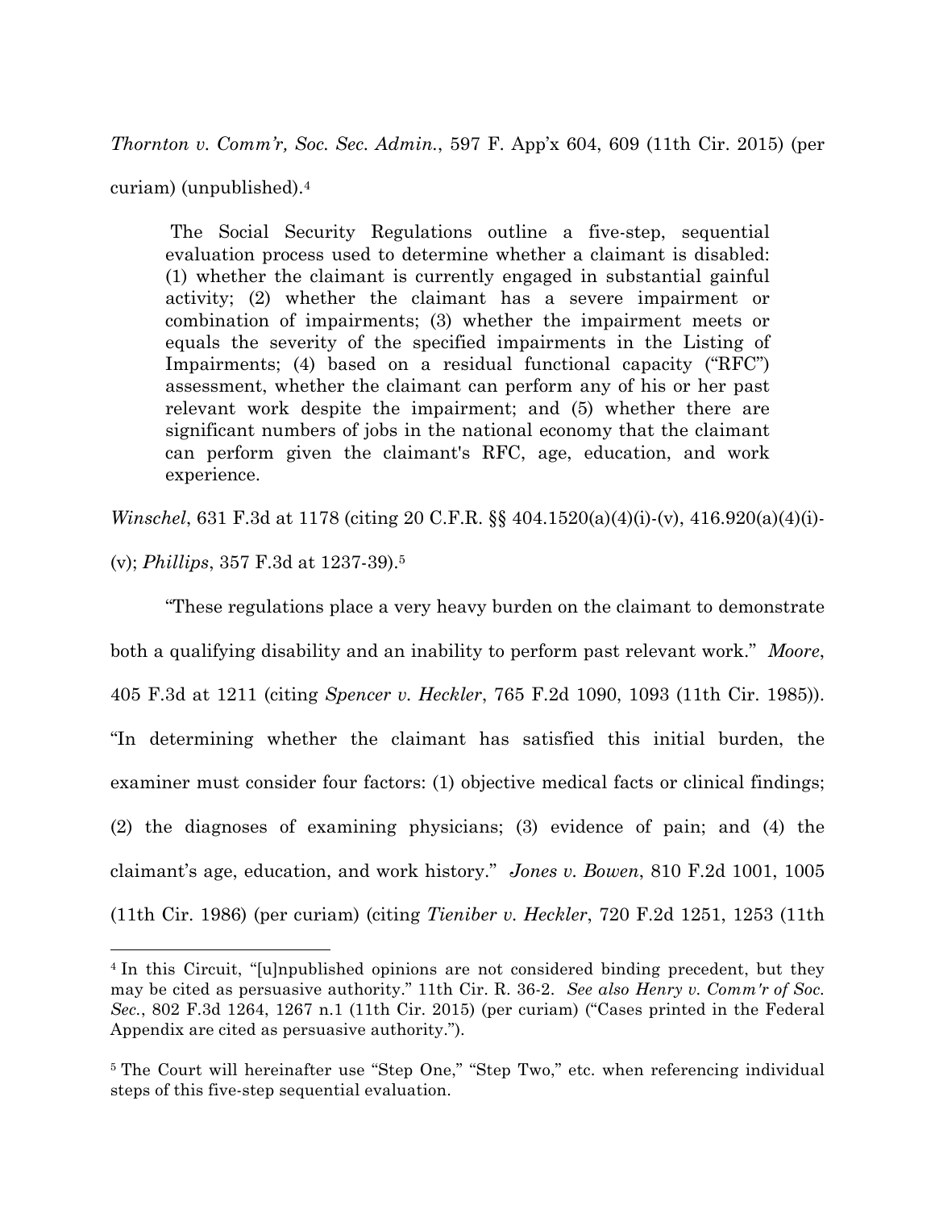*Thornton v. Comm'r, Soc. Sec. Admin.*, 597 F. App'x 604, 609 (11th Cir. 2015) (per curiam) (unpublished).[4]

> The Social Security Regulations outline a five-step, sequential evaluation process used to determine whether a claimant is disabled: (1) whether the claimant is currently engaged in substantial gainful activity; (2) whether the claimant has a severe impairment or combination of impairments; (3) whether the impairment meets or equals the severity of the specified impairments in the Listing of Impairments; (4) based on a residual functional capacity ("RFC") assessment, whether the claimant can perform any of his or her past relevant work despite the impairment; and (5) whether there are significant numbers of jobs in the national economy that the claimant can perform given the claimant's RFC, age, education, and work experience.

*Winschel*, 631 F.3d at 1178 (citing 20 C.F.R. §§ 404.1520(a)(4)(i)-(v), 416.920(a)(4)(i)-(v); *Phillips*, 357 F.3d at 1237-39).[5]

"These regulations place a very heavy burden on the claimant to demonstrate both a qualifying disability and an inability to perform past relevant work." *Moore*, 405 F.3d at 1211 (citing *Spencer v. Heckler*, 765 F.2d 1090, 1093 (11th Cir. 1985)). "In determining whether the claimant has satisfied this initial burden, the examiner must consider four factors: (1) objective medical facts or clinical findings; (2) the diagnoses of examining physicians; (3) evidence of pain; and (4) the claimant's age, education, and work history." *Jones v. Bowen*, 810 F.2d 1001, 1005 (11th Cir. 1986) (per curiam) (citing *Tieniber v. Heckler*, 720 F.2d 1251, 1253 (11th

---

[4] In this Circuit, "[u]npublished opinions are not considered binding precedent, but they may be cited as persuasive authority." 11th Cir. R. 36-2. *See also Henry v. Comm'r of Soc. Sec.*, 802 F.3d 1264, 1267 n.1 (11th Cir. 2015) (per curiam) ("Cases printed in the Federal Appendix are cited as persuasive authority.").

[5] The Court will hereinafter use "Step One," "Step Two," etc. when referencing individual steps of this five-step sequential evaluation.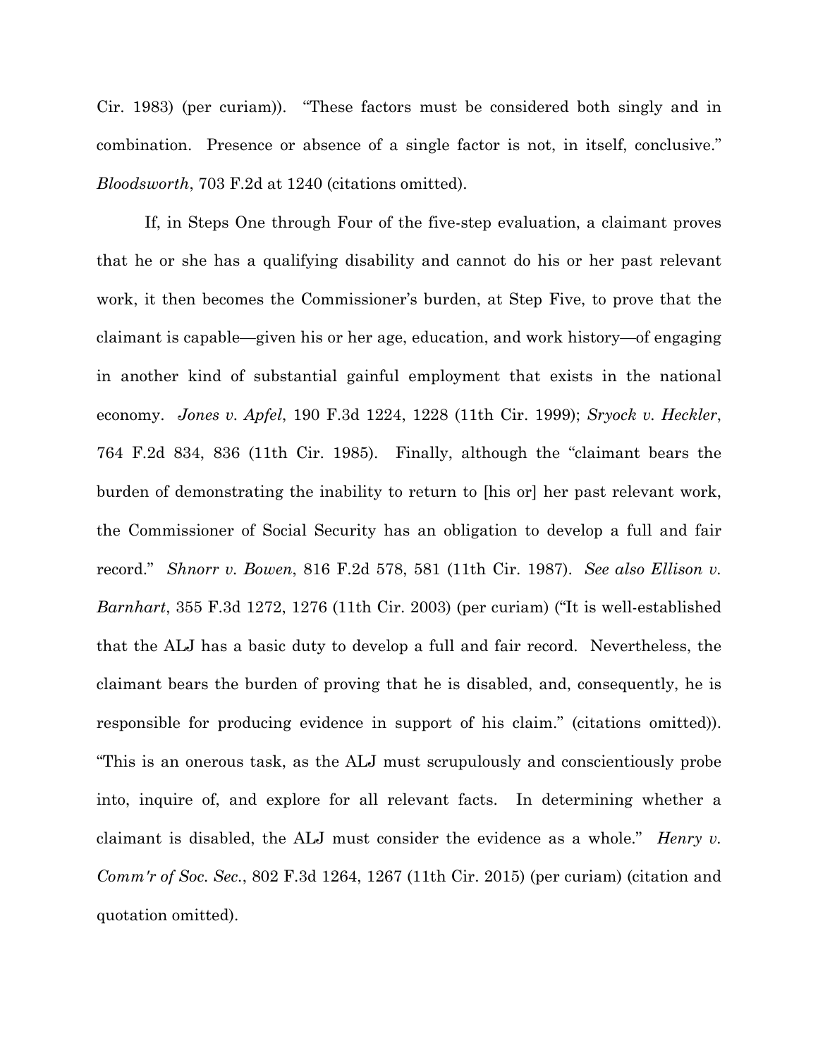Cir. 1983) (per curiam)). "These factors must be considered both singly and in combination. Presence or absence of a single factor is not, in itself, conclusive." *Bloodsworth*, 703 F.2d at 1240 (citations omitted).

If, in Steps One through Four of the five-step evaluation, a claimant proves that he or she has a qualifying disability and cannot do his or her past relevant work, it then becomes the Commissioner's burden, at Step Five, to prove that the claimant is capable—given his or her age, education, and work history—of engaging in another kind of substantial gainful employment that exists in the national economy. *Jones v. Apfel*, 190 F.3d 1224, 1228 (11th Cir. 1999); *Sryock v. Heckler*, 764 F.2d 834, 836 (11th Cir. 1985). Finally, although the "claimant bears the burden of demonstrating the inability to return to [his or] her past relevant work, the Commissioner of Social Security has an obligation to develop a full and fair record." *Shnorr v. Bowen*, 816 F.2d 578, 581 (11th Cir. 1987). *See also Ellison v. Barnhart*, 355 F.3d 1272, 1276 (11th Cir. 2003) (per curiam) ("It is well-established that the ALJ has a basic duty to develop a full and fair record. Nevertheless, the claimant bears the burden of proving that he is disabled, and, consequently, he is responsible for producing evidence in support of his claim." (citations omitted)). "This is an onerous task, as the ALJ must scrupulously and conscientiously probe into, inquire of, and explore for all relevant facts. In determining whether a claimant is disabled, the ALJ must consider the evidence as a whole." *Henry v. Comm'r of Soc. Sec.*, 802 F.3d 1264, 1267 (11th Cir. 2015) (per curiam) (citation and quotation omitted).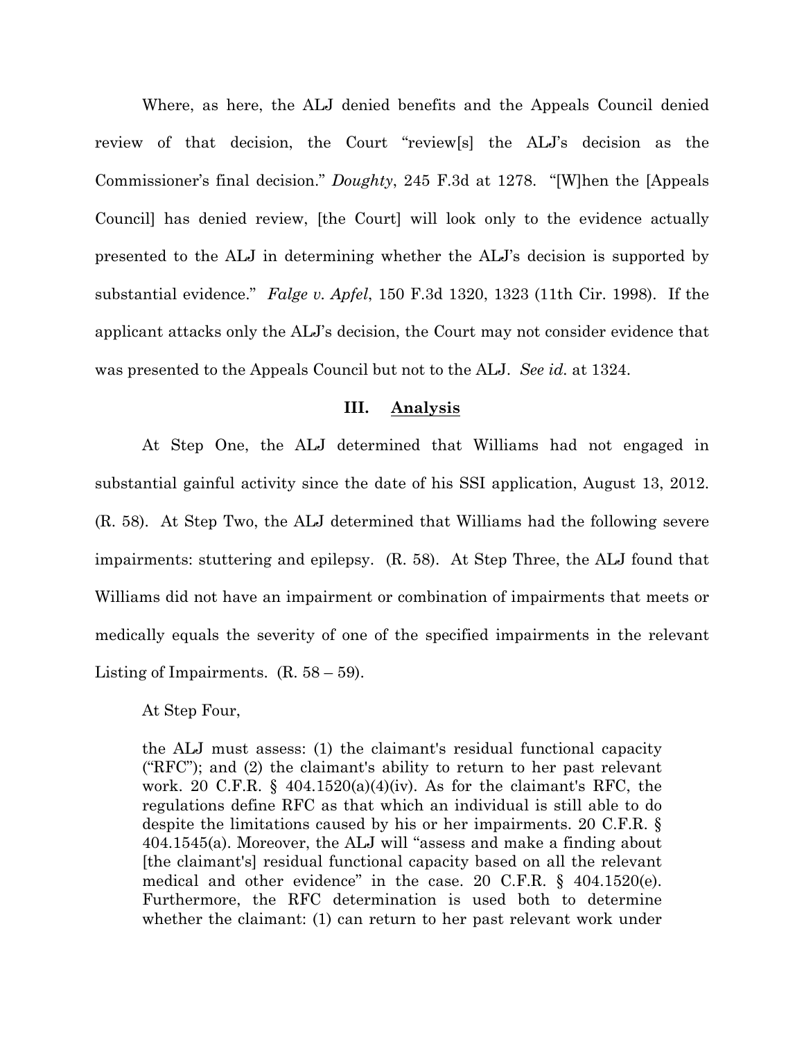Where, as here, the ALJ denied benefits and the Appeals Council denied review of that decision, the Court "review[s] the ALJ's decision as the Commissioner's final decision." *Doughty*, 245 F.3d at 1278. "[W]hen the [Appeals Council] has denied review, [the Court] will look only to the evidence actually presented to the ALJ in determining whether the ALJ's decision is supported by substantial evidence." *Falge v. Apfel*, 150 F.3d 1320, 1323 (11th Cir. 1998). If the applicant attacks only the ALJ's decision, the Court may not consider evidence that was presented to the Appeals Council but not to the ALJ. *See id.* at 1324.

## III. Analysis

At Step One, the ALJ determined that Williams had not engaged in substantial gainful activity since the date of his SSI application, August 13, 2012. (R. 58). At Step Two, the ALJ determined that Williams had the following severe impairments: stuttering and epilepsy. (R. 58). At Step Three, the ALJ found that Williams did not have an impairment or combination of impairments that meets or medically equals the severity of one of the specified impairments in the relevant Listing of Impairments. (R. 58 – 59).

At Step Four,

> the ALJ must assess: (1) the claimant's residual functional capacity ("RFC"); and (2) the claimant's ability to return to her past relevant work. 20 C.F.R. § 404.1520(a)(4)(iv). As for the claimant's RFC, the regulations define RFC as that which an individual is still able to do despite the limitations caused by his or her impairments. 20 C.F.R. § 404.1545(a). Moreover, the ALJ will "assess and make a finding about [the claimant's] residual functional capacity based on all the relevant medical and other evidence" in the case. 20 C.F.R. § 404.1520(e). Furthermore, the RFC determination is used both to determine whether the claimant: (1) can return to her past relevant work under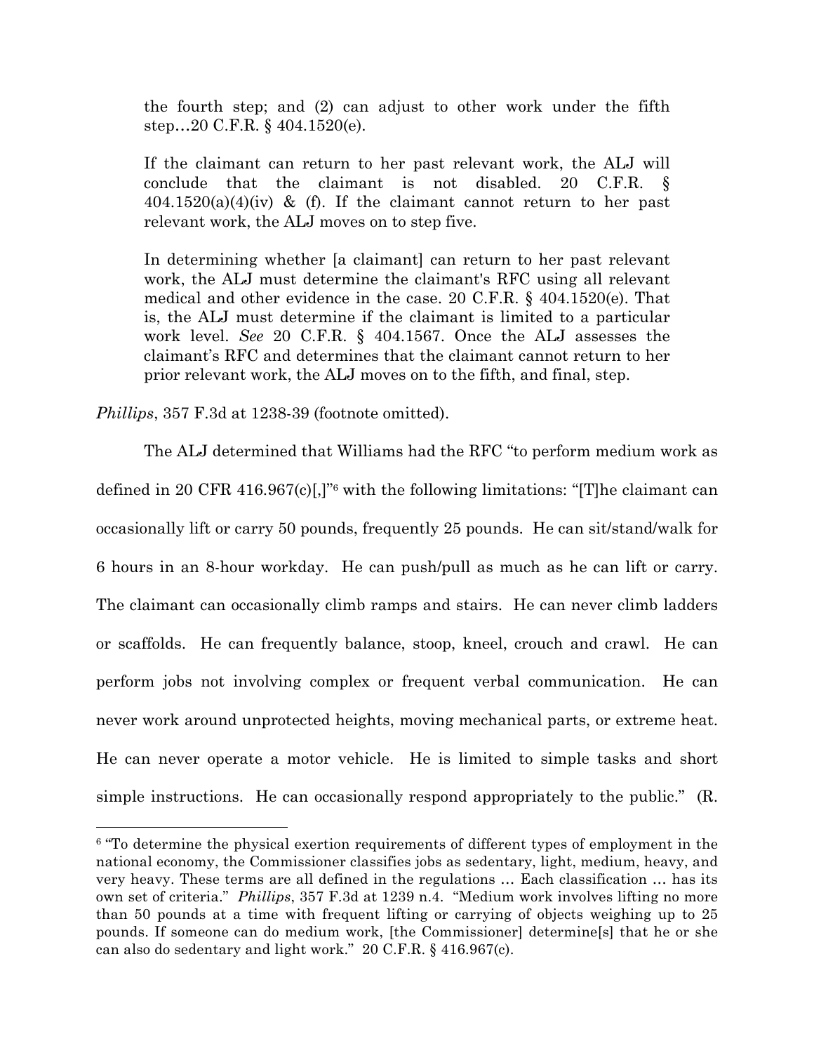> the fourth step; and (2) can adjust to other work under the fifth step…20 C.F.R. § 404.1520(e).
>
> If the claimant can return to her past relevant work, the ALJ will conclude that the claimant is not disabled. 20 C.F.R. § 404.1520(a)(4)(iv) & (f). If the claimant cannot return to her past relevant work, the ALJ moves on to step five.
>
> In determining whether [a claimant] can return to her past relevant work, the ALJ must determine the claimant's RFC using all relevant medical and other evidence in the case. 20 C.F.R. § 404.1520(e). That is, the ALJ must determine if the claimant is limited to a particular work level. *See* 20 C.F.R. § 404.1567. Once the ALJ assesses the claimant's RFC and determines that the claimant cannot return to her prior relevant work, the ALJ moves on to the fifth, and final, step.

*Phillips*, 357 F.3d at 1238-39 (footnote omitted).

The ALJ determined that Williams had the RFC "to perform medium work as defined in 20 CFR 416.967(c)[,]"[6] with the following limitations: "[T]he claimant can occasionally lift or carry 50 pounds, frequently 25 pounds. He can sit/stand/walk for 6 hours in an 8-hour workday. He can push/pull as much as he can lift or carry. The claimant can occasionally climb ramps and stairs. He can never climb ladders or scaffolds. He can frequently balance, stoop, kneel, crouch and crawl. He can perform jobs not involving complex or frequent verbal communication. He can never work around unprotected heights, moving mechanical parts, or extreme heat. He can never operate a motor vehicle. He is limited to simple tasks and short simple instructions. He can occasionally respond appropriately to the public." (R.

---

[6] "To determine the physical exertion requirements of different types of employment in the national economy, the Commissioner classifies jobs as sedentary, light, medium, heavy, and very heavy. These terms are all defined in the regulations … Each classification … has its own set of criteria." *Phillips*, 357 F.3d at 1239 n.4. "Medium work involves lifting no more than 50 pounds at a time with frequent lifting or carrying of objects weighing up to 25 pounds. If someone can do medium work, [the Commissioner] determine[s] that he or she can also do sedentary and light work." 20 C.F.R. § 416.967(c).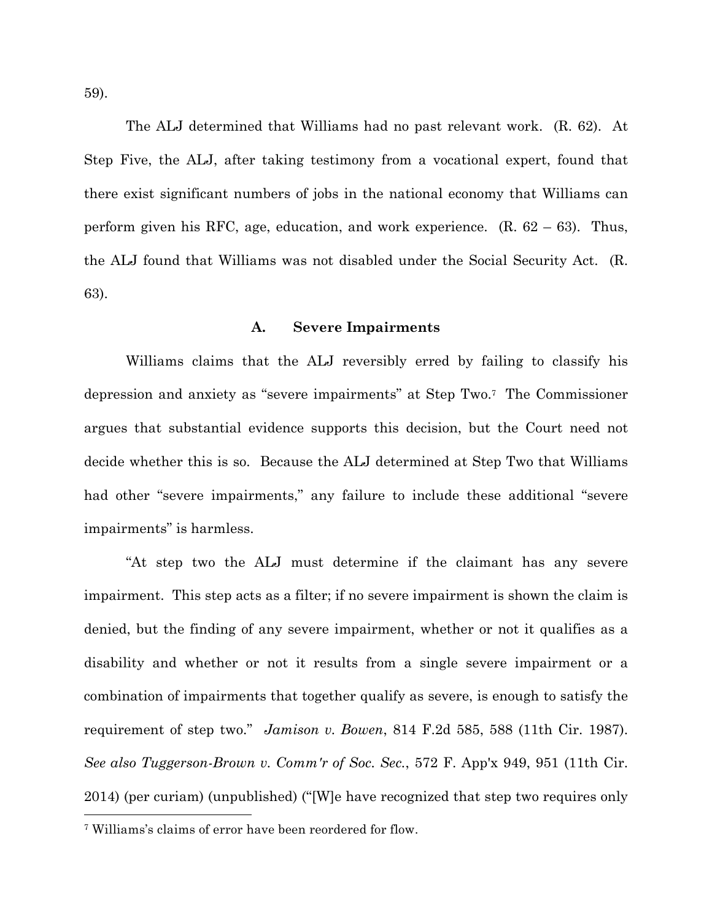59).

The ALJ determined that Williams had no past relevant work. (R. 62). At Step Five, the ALJ, after taking testimony from a vocational expert, found that there exist significant numbers of jobs in the national economy that Williams can perform given his RFC, age, education, and work experience. (R. 62 – 63). Thus, the ALJ found that Williams was not disabled under the Social Security Act. (R. 63).

### A. Severe Impairments

Williams claims that the ALJ reversibly erred by failing to classify his depression and anxiety as "severe impairments" at Step Two.[7] The Commissioner argues that substantial evidence supports this decision, but the Court need not decide whether this is so. Because the ALJ determined at Step Two that Williams had other "severe impairments," any failure to include these additional "severe impairments" is harmless.

"At step two the ALJ must determine if the claimant has any severe impairment. This step acts as a filter; if no severe impairment is shown the claim is denied, but the finding of any severe impairment, whether or not it qualifies as a disability and whether or not it results from a single severe impairment or a combination of impairments that together qualify as severe, is enough to satisfy the requirement of step two." *Jamison v. Bowen*, 814 F.2d 585, 588 (11th Cir. 1987). *See also Tuggerson-Brown v. Comm'r of Soc. Sec.*, 572 F. App'x 949, 951 (11th Cir. 2014) (per curiam) (unpublished) ("[W]e have recognized that step two requires only

[7] Williams's claims of error have been reordered for flow.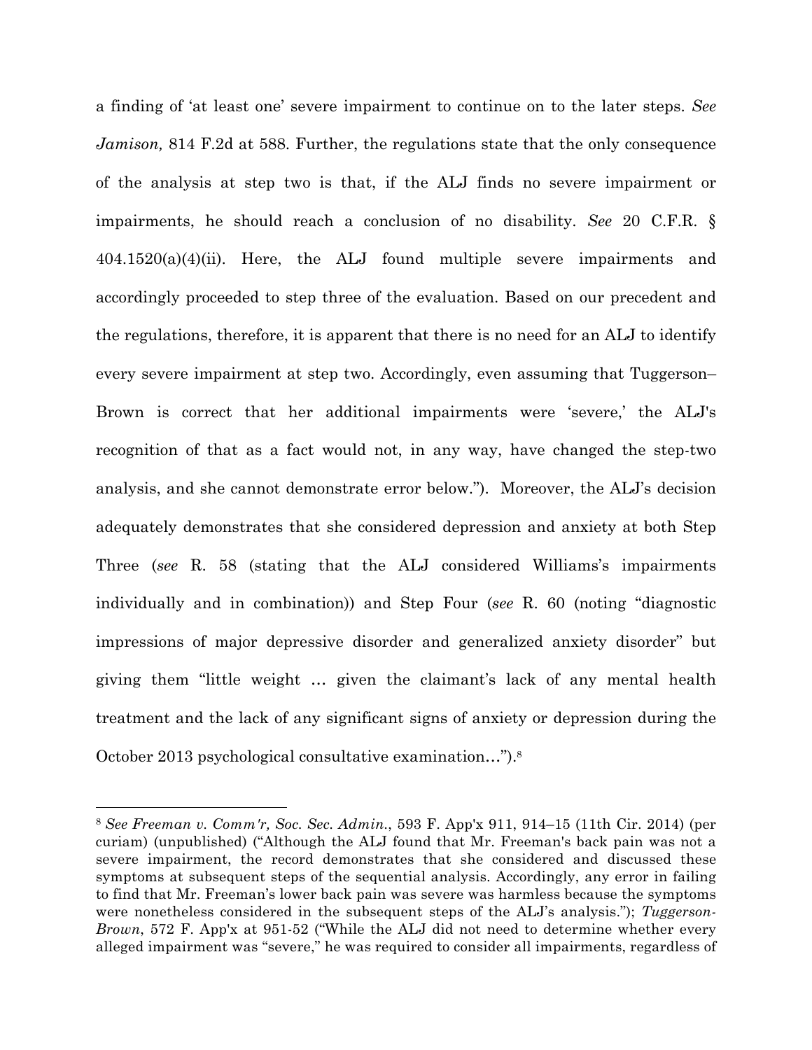a finding of 'at least one' severe impairment to continue on to the later steps. *See Jamison,* 814 F.2d at 588. Further, the regulations state that the only consequence of the analysis at step two is that, if the ALJ finds no severe impairment or impairments, he should reach a conclusion of no disability. *See* 20 C.F.R. § 404.1520(a)(4)(ii). Here, the ALJ found multiple severe impairments and accordingly proceeded to step three of the evaluation. Based on our precedent and the regulations, therefore, it is apparent that there is no need for an ALJ to identify every severe impairment at step two. Accordingly, even assuming that Tuggerson–Brown is correct that her additional impairments were 'severe,' the ALJ's recognition of that as a fact would not, in any way, have changed the step-two analysis, and she cannot demonstrate error below."). Moreover, the ALJ's decision adequately demonstrates that she considered depression and anxiety at both Step Three (*see* R. 58 (stating that the ALJ considered Williams's impairments individually and in combination)) and Step Four (*see* R. 60 (noting "diagnostic impressions of major depressive disorder and generalized anxiety disorder" but giving them "little weight … given the claimant's lack of any mental health treatment and the lack of any significant signs of anxiety or depression during the October 2013 psychological consultative examination…").[8]

---

[8] *See Freeman v. Comm'r, Soc. Sec. Admin.*, 593 F. App'x 911, 914–15 (11th Cir. 2014) (per curiam) (unpublished) ("Although the ALJ found that Mr. Freeman's back pain was not a severe impairment, the record demonstrates that she considered and discussed these symptoms at subsequent steps of the sequential analysis. Accordingly, any error in failing to find that Mr. Freeman's lower back pain was severe was harmless because the symptoms were nonetheless considered in the subsequent steps of the ALJ's analysis."); *Tuggerson-Brown*, 572 F. App'x at 951-52 ("While the ALJ did not need to determine whether every alleged impairment was "severe," he was required to consider all impairments, regardless of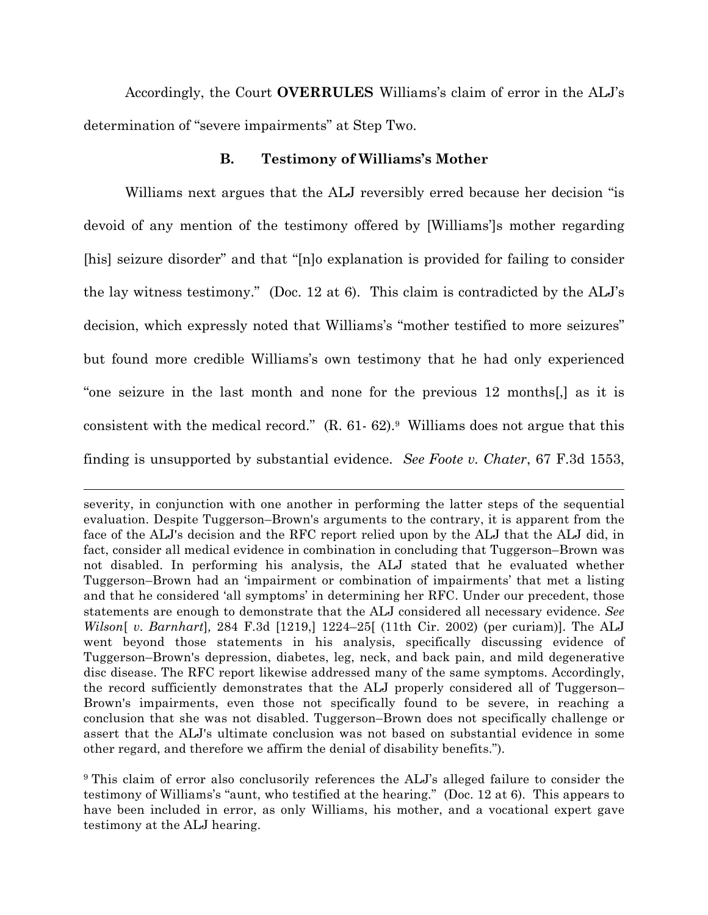Accordingly, the Court **OVERRULES** Williams's claim of error in the ALJ's determination of "severe impairments" at Step Two.

### B. Testimony of Williams's Mother

Williams next argues that the ALJ reversibly erred because her decision "is devoid of any mention of the testimony offered by [Williams']s mother regarding [his] seizure disorder" and that "[n]o explanation is provided for failing to consider the lay witness testimony." (Doc. 12 at 6). This claim is contradicted by the ALJ's decision, which expressly noted that Williams's "mother testified to more seizures" but found more credible Williams's own testimony that he had only experienced "one seizure in the last month and none for the previous 12 months[,] as it is consistent with the medical record." (R. 61- 62).[9] Williams does not argue that this finding is unsupported by substantial evidence. *See Foote v. Chater*, 67 F.3d 1553,

---

severity, in conjunction with one another in performing the latter steps of the sequential evaluation. Despite Tuggerson–Brown's arguments to the contrary, it is apparent from the face of the ALJ's decision and the RFC report relied upon by the ALJ that the ALJ did, in fact, consider all medical evidence in combination in concluding that Tuggerson–Brown was not disabled. In performing his analysis, the ALJ stated that he evaluated whether Tuggerson–Brown had an 'impairment or combination of impairments' that met a listing and that he considered 'all symptoms' in determining her RFC. Under our precedent, those statements are enough to demonstrate that the ALJ considered all necessary evidence. *See Wilson*[ *v. Barnhart*]*,* 284 F.3d [1219,] 1224–25[ (11th Cir. 2002) (per curiam)]. The ALJ went beyond those statements in his analysis, specifically discussing evidence of Tuggerson–Brown's depression, diabetes, leg, neck, and back pain, and mild degenerative disc disease. The RFC report likewise addressed many of the same symptoms. Accordingly, the record sufficiently demonstrates that the ALJ properly considered all of Tuggerson–Brown's impairments, even those not specifically found to be severe, in reaching a conclusion that she was not disabled. Tuggerson–Brown does not specifically challenge or assert that the ALJ's ultimate conclusion was not based on substantial evidence in some other regard, and therefore we affirm the denial of disability benefits.").

[9] This claim of error also conclusorily references the ALJ's alleged failure to consider the testimony of Williams's "aunt, who testified at the hearing." (Doc. 12 at 6). This appears to have been included in error, as only Williams, his mother, and a vocational expert gave testimony at the ALJ hearing.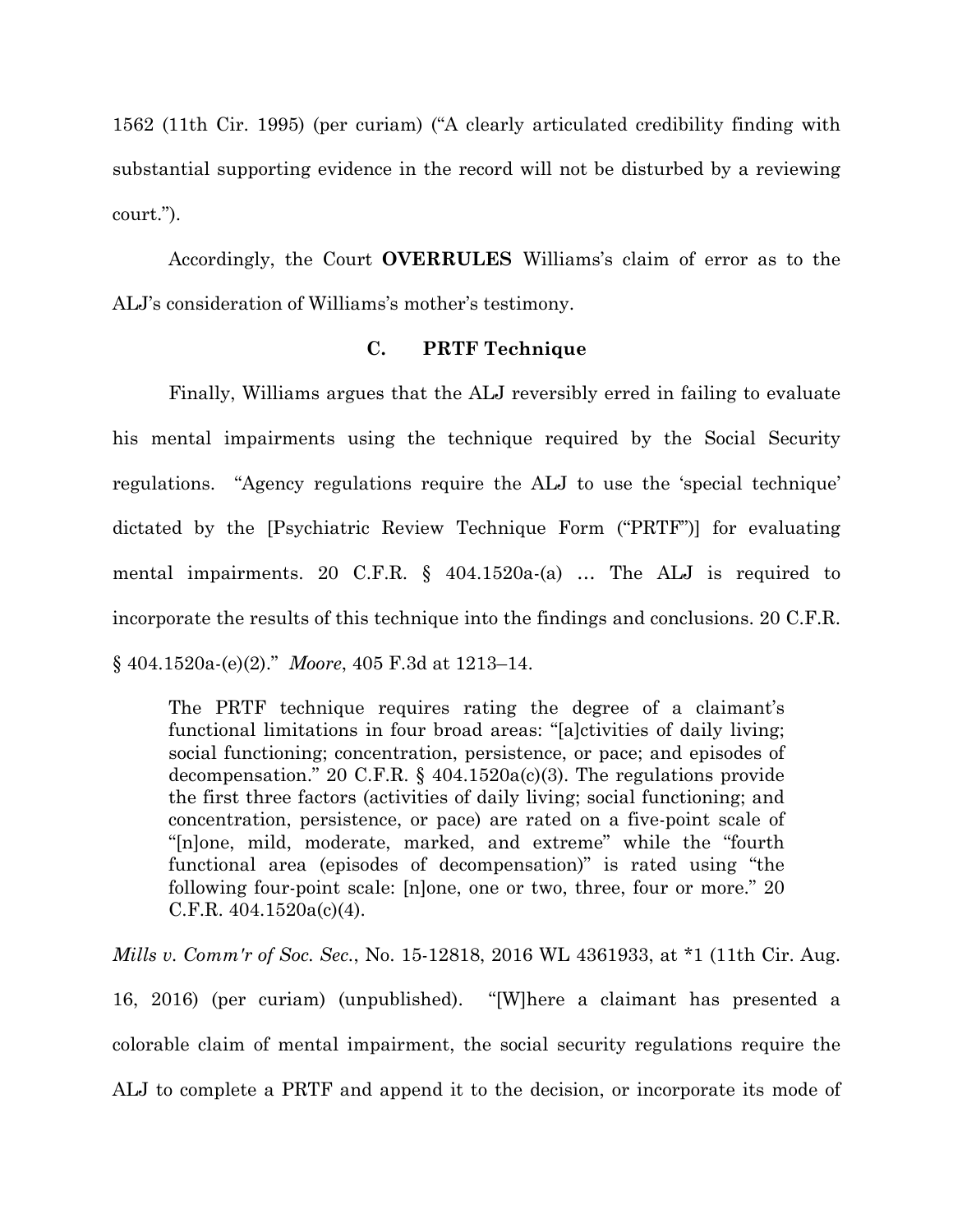1562 (11th Cir. 1995) (per curiam) ("A clearly articulated credibility finding with substantial supporting evidence in the record will not be disturbed by a reviewing court.").

Accordingly, the Court **OVERRULES** Williams's claim of error as to the ALJ's consideration of Williams's mother's testimony.

### C. PRTF Technique

Finally, Williams argues that the ALJ reversibly erred in failing to evaluate his mental impairments using the technique required by the Social Security regulations. "Agency regulations require the ALJ to use the 'special technique' dictated by the [Psychiatric Review Technique Form ("PRTF")] for evaluating mental impairments. 20 C.F.R. § 404.1520a-(a) … The ALJ is required to incorporate the results of this technique into the findings and conclusions. 20 C.F.R. § 404.1520a-(e)(2)." *Moore*, 405 F.3d at 1213–14.

> The PRTF technique requires rating the degree of a claimant's functional limitations in four broad areas: "[a]ctivities of daily living; social functioning; concentration, persistence, or pace; and episodes of decompensation." 20 C.F.R. § 404.1520a(c)(3). The regulations provide the first three factors (activities of daily living; social functioning; and concentration, persistence, or pace) are rated on a five-point scale of "[n]one, mild, moderate, marked, and extreme" while the "fourth functional area (episodes of decompensation)" is rated using "the following four-point scale: [n]one, one or two, three, four or more." 20 C.F.R. 404.1520a(c)(4).

*Mills v. Comm'r of Soc. Sec.*, No. 15-12818, 2016 WL 4361933, at *1 (11th Cir. Aug. 16, 2016) (per curiam) (unpublished). "[W]here a claimant has presented a colorable claim of mental impairment, the social security regulations require the ALJ to complete a PRTF and append it to the decision, or incorporate its mode of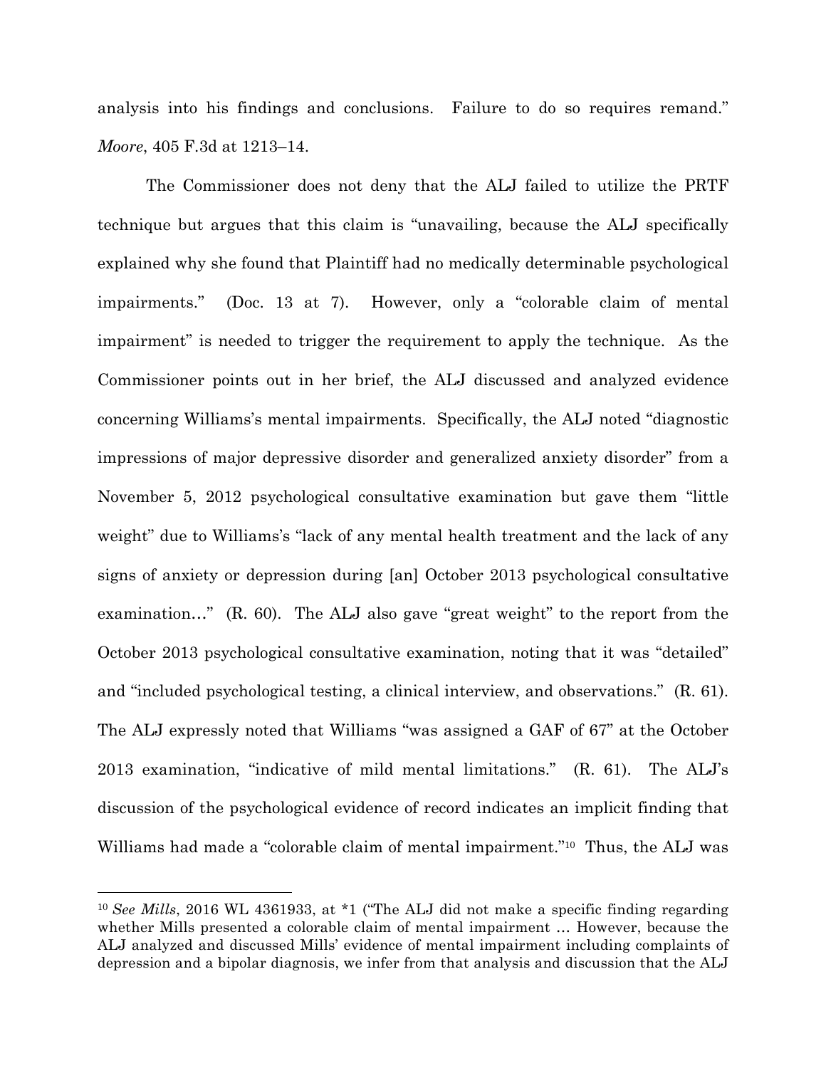analysis into his findings and conclusions. Failure to do so requires remand." *Moore*, 405 F.3d at 1213–14.

The Commissioner does not deny that the ALJ failed to utilize the PRTF technique but argues that this claim is "unavailing, because the ALJ specifically explained why she found that Plaintiff had no medically determinable psychological impairments." (Doc. 13 at 7). However, only a "colorable claim of mental impairment" is needed to trigger the requirement to apply the technique. As the Commissioner points out in her brief, the ALJ discussed and analyzed evidence concerning Williams's mental impairments. Specifically, the ALJ noted "diagnostic impressions of major depressive disorder and generalized anxiety disorder" from a November 5, 2012 psychological consultative examination but gave them "little weight" due to Williams's "lack of any mental health treatment and the lack of any signs of anxiety or depression during [an] October 2013 psychological consultative examination…" (R. 60). The ALJ also gave "great weight" to the report from the October 2013 psychological consultative examination, noting that it was "detailed" and "included psychological testing, a clinical interview, and observations." (R. 61). The ALJ expressly noted that Williams "was assigned a GAF of 67" at the October 2013 examination, "indicative of mild mental limitations." (R. 61). The ALJ's discussion of the psychological evidence of record indicates an implicit finding that Williams had made a "colorable claim of mental impairment."[10] Thus, the ALJ was

---

[10] *See Mills*, 2016 WL 4361933, at *1 ("The ALJ did not make a specific finding regarding whether Mills presented a colorable claim of mental impairment … However, because the ALJ analyzed and discussed Mills' evidence of mental impairment including complaints of depression and a bipolar diagnosis, we infer from that analysis and discussion that the ALJ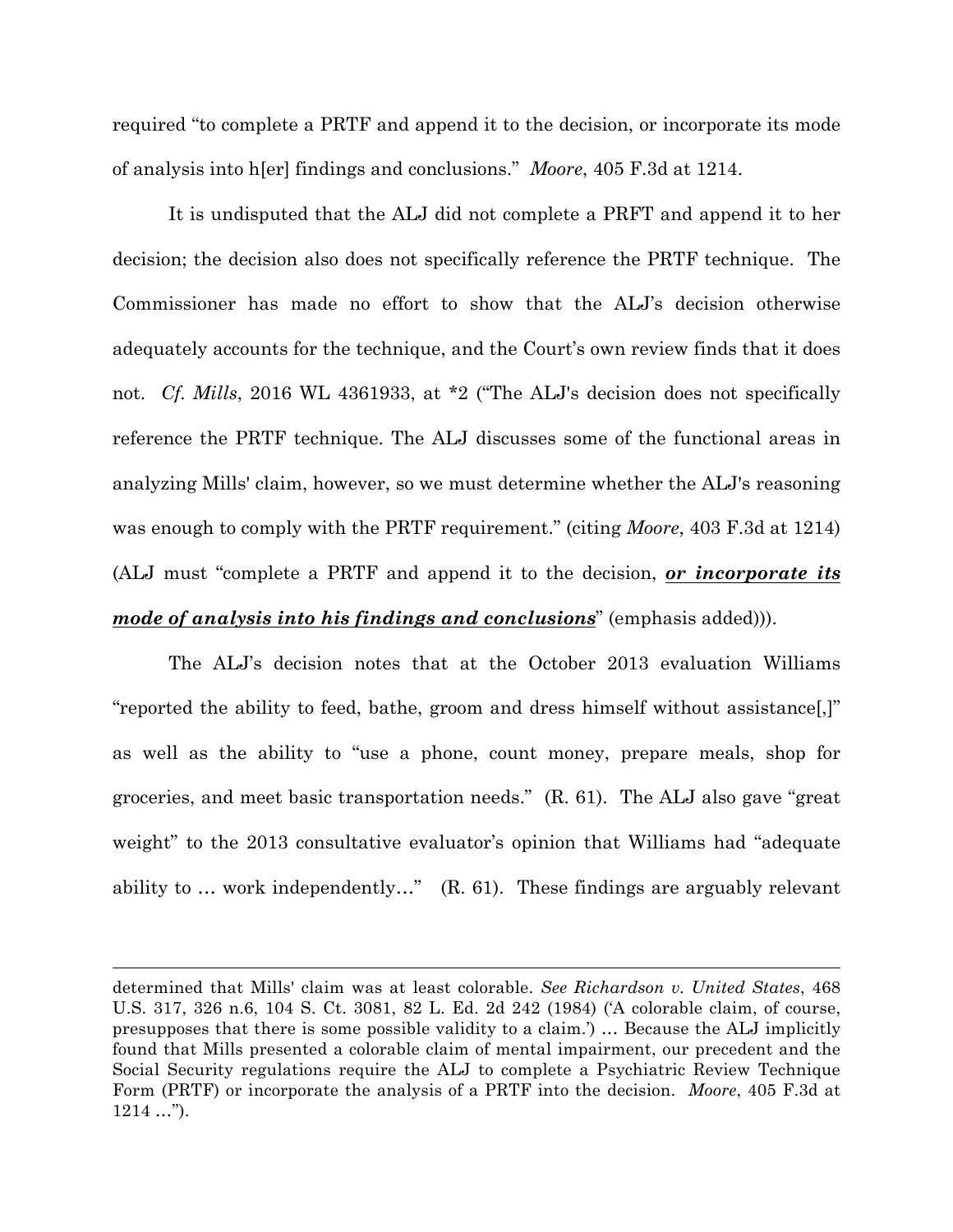required "to complete a PRTF and append it to the decision, or incorporate its mode of analysis into h[er] findings and conclusions." *Moore*, 405 F.3d at 1214.

It is undisputed that the ALJ did not complete a PRFT and append it to her decision; the decision also does not specifically reference the PRTF technique. The Commissioner has made no effort to show that the ALJ's decision otherwise adequately accounts for the technique, and the Court's own review finds that it does not. *Cf. Mills*, 2016 WL 4361933, at *2 ("The ALJ's decision does not specifically reference the PRTF technique. The ALJ discusses some of the functional areas in analyzing Mills' claim, however, so we must determine whether the ALJ's reasoning was enough to comply with the PRTF requirement." (citing *Moore*, 403 F.3d at 1214) (ALJ must "complete a PRTF and append it to the decision, ***<u>or incorporate its mode of analysis into his findings and conclusions</u>***" (emphasis added))).

The ALJ's decision notes that at the October 2013 evaluation Williams "reported the ability to feed, bathe, groom and dress himself without assistance[,]" as well as the ability to "use a phone, count money, prepare meals, shop for groceries, and meet basic transportation needs." (R. 61). The ALJ also gave "great weight" to the 2013 consultative evaluator's opinion that Williams had "adequate ability to … work independently…" (R. 61). These findings are arguably relevant

---

determined that Mills' claim was at least colorable. *See Richardson v. United States*, 468 U.S. 317, 326 n.6, 104 S. Ct. 3081, 82 L. Ed. 2d 242 (1984) ('A colorable claim, of course, presupposes that there is some possible validity to a claim.') … Because the ALJ implicitly found that Mills presented a colorable claim of mental impairment, our precedent and the Social Security regulations require the ALJ to complete a Psychiatric Review Technique Form (PRTF) or incorporate the analysis of a PRTF into the decision. *Moore*, 405 F.3d at 1214 …").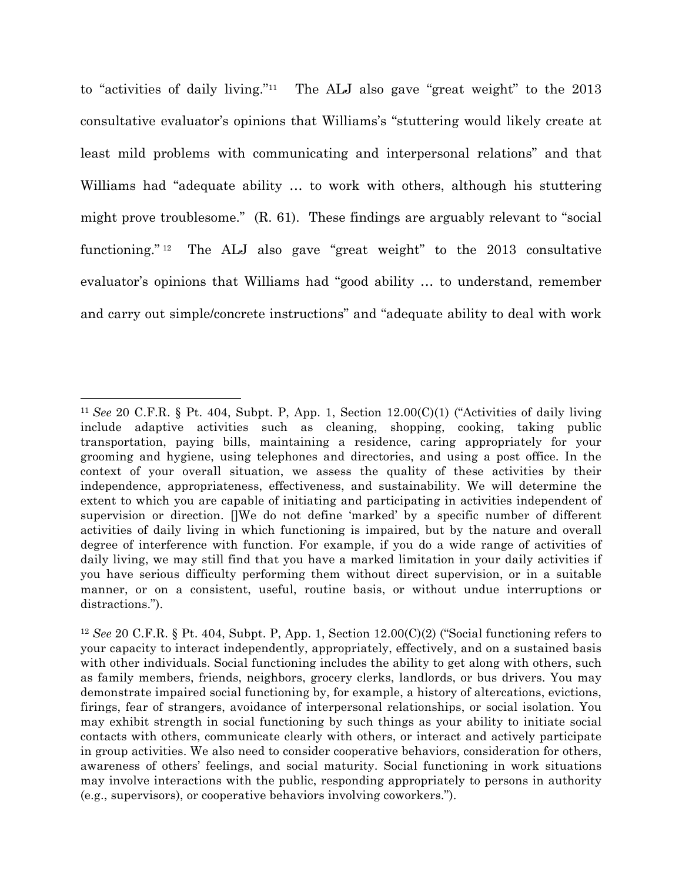to "activities of daily living."[11] The ALJ also gave "great weight" to the 2013 consultative evaluator's opinions that Williams's "stuttering would likely create at least mild problems with communicating and interpersonal relations" and that Williams had "adequate ability … to work with others, although his stuttering might prove troublesome." (R. 61). These findings are arguably relevant to "social functioning."[12] The ALJ also gave "great weight" to the 2013 consultative evaluator's opinions that Williams had "good ability … to understand, remember and carry out simple/concrete instructions" and "adequate ability to deal with work

---

[11] *See* 20 C.F.R. § Pt. 404, Subpt. P, App. 1, Section 12.00(C)(1) ("Activities of daily living include adaptive activities such as cleaning, shopping, cooking, taking public transportation, paying bills, maintaining a residence, caring appropriately for your grooming and hygiene, using telephones and directories, and using a post office. In the context of your overall situation, we assess the quality of these activities by their independence, appropriateness, effectiveness, and sustainability. We will determine the extent to which you are capable of initiating and participating in activities independent of supervision or direction. []We do not define 'marked' by a specific number of different activities of daily living in which functioning is impaired, but by the nature and overall degree of interference with function. For example, if you do a wide range of activities of daily living, we may still find that you have a marked limitation in your daily activities if you have serious difficulty performing them without direct supervision, or in a suitable manner, or on a consistent, useful, routine basis, or without undue interruptions or distractions.").

[12] *See* 20 C.F.R. § Pt. 404, Subpt. P, App. 1, Section 12.00(C)(2) ("Social functioning refers to your capacity to interact independently, appropriately, effectively, and on a sustained basis with other individuals. Social functioning includes the ability to get along with others, such as family members, friends, neighbors, grocery clerks, landlords, or bus drivers. You may demonstrate impaired social functioning by, for example, a history of altercations, evictions, firings, fear of strangers, avoidance of interpersonal relationships, or social isolation. You may exhibit strength in social functioning by such things as your ability to initiate social contacts with others, communicate clearly with others, or interact and actively participate in group activities. We also need to consider cooperative behaviors, consideration for others, awareness of others' feelings, and social maturity. Social functioning in work situations may involve interactions with the public, responding appropriately to persons in authority (e.g., supervisors), or cooperative behaviors involving coworkers.").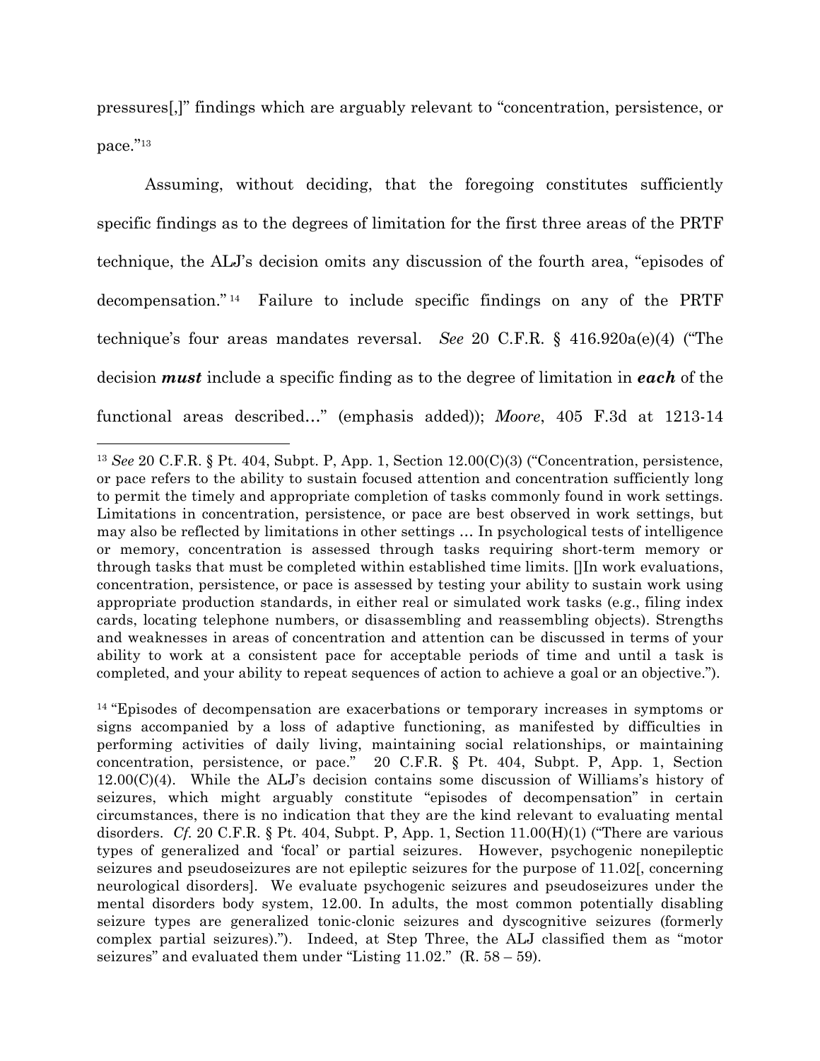pressures[,]" findings which are arguably relevant to "concentration, persistence, or pace."[13]

Assuming, without deciding, that the foregoing constitutes sufficiently specific findings as to the degrees of limitation for the first three areas of the PRTF technique, the ALJ's decision omits any discussion of the fourth area, "episodes of decompensation."[14] Failure to include specific findings on any of the PRTF technique's four areas mandates reversal. *See* 20 C.F.R. § 416.920a(e)(4) ("The decision ***must*** include a specific finding as to the degree of limitation in ***each*** of the functional areas described…" (emphasis added)); *Moore*, 405 F.3d at 1213-14

---

[13] *See* 20 C.F.R. § Pt. 404, Subpt. P, App. 1, Section 12.00(C)(3) ("Concentration, persistence, or pace refers to the ability to sustain focused attention and concentration sufficiently long to permit the timely and appropriate completion of tasks commonly found in work settings. Limitations in concentration, persistence, or pace are best observed in work settings, but may also be reflected by limitations in other settings … In psychological tests of intelligence or memory, concentration is assessed through tasks requiring short-term memory or through tasks that must be completed within established time limits. []In work evaluations, concentration, persistence, or pace is assessed by testing your ability to sustain work using appropriate production standards, in either real or simulated work tasks (e.g., filing index cards, locating telephone numbers, or disassembling and reassembling objects). Strengths and weaknesses in areas of concentration and attention can be discussed in terms of your ability to work at a consistent pace for acceptable periods of time and until a task is completed, and your ability to repeat sequences of action to achieve a goal or an objective.").

[14] "Episodes of decompensation are exacerbations or temporary increases in symptoms or signs accompanied by a loss of adaptive functioning, as manifested by difficulties in performing activities of daily living, maintaining social relationships, or maintaining concentration, persistence, or pace." 20 C.F.R. § Pt. 404, Subpt. P, App. 1, Section 12.00(C)(4). While the ALJ's decision contains some discussion of Williams's history of seizures, which might arguably constitute "episodes of decompensation" in certain circumstances, there is no indication that they are the kind relevant to evaluating mental disorders. *Cf.* 20 C.F.R. § Pt. 404, Subpt. P, App. 1, Section 11.00(H)(1) ("There are various types of generalized and 'focal' or partial seizures. However, psychogenic nonepileptic seizures and pseudoseizures are not epileptic seizures for the purpose of 11.02[, concerning neurological disorders]. We evaluate psychogenic seizures and pseudoseizures under the mental disorders body system, 12.00. In adults, the most common potentially disabling seizure types are generalized tonic-clonic seizures and dyscognitive seizures (formerly complex partial seizures)."). Indeed, at Step Three, the ALJ classified them as "motor seizures" and evaluated them under "Listing 11.02." (R. 58 – 59).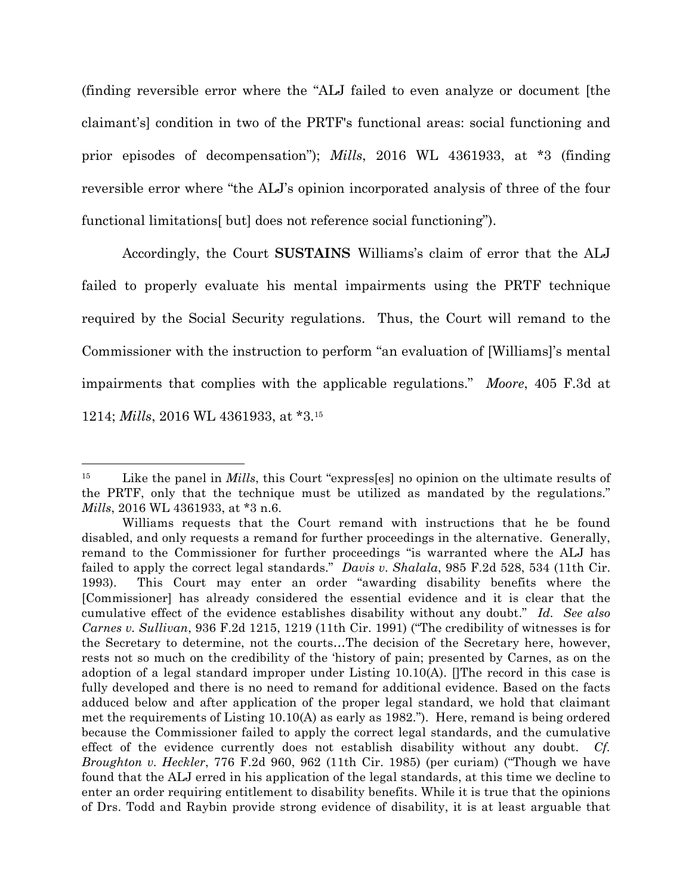(finding reversible error where the "ALJ failed to even analyze or document [the claimant's] condition in two of the PRTF's functional areas: social functioning and prior episodes of decompensation"); *Mills*, 2016 WL 4361933, at *3 (finding reversible error where "the ALJ's opinion incorporated analysis of three of the four functional limitations[ but] does not reference social functioning").

Accordingly, the Court **SUSTAINS** Williams's claim of error that the ALJ failed to properly evaluate his mental impairments using the PRTF technique required by the Social Security regulations. Thus, the Court will remand to the Commissioner with the instruction to perform "an evaluation of [Williams]'s mental impairments that complies with the applicable regulations." *Moore*, 405 F.3d at 1214; *Mills*, 2016 WL 4361933, at *3.[15]

---

[15] Like the panel in *Mills*, this Court "express[es] no opinion on the ultimate results of the PRTF, only that the technique must be utilized as mandated by the regulations." *Mills*, 2016 WL 4361933, at *3 n.6.

Williams requests that the Court remand with instructions that he be found disabled, and only requests a remand for further proceedings in the alternative. Generally, remand to the Commissioner for further proceedings "is warranted where the ALJ has failed to apply the correct legal standards." *Davis v. Shalala*, 985 F.2d 528, 534 (11th Cir. 1993). This Court may enter an order "awarding disability benefits where the [Commissioner] has already considered the essential evidence and it is clear that the cumulative effect of the evidence establishes disability without any doubt." *Id. See also Carnes v. Sullivan*, 936 F.2d 1215, 1219 (11th Cir. 1991) ("The credibility of witnesses is for the Secretary to determine, not the courts…The decision of the Secretary here, however, rests not so much on the credibility of the 'history of pain; presented by Carnes, as on the adoption of a legal standard improper under Listing 10.10(A). []The record in this case is fully developed and there is no need to remand for additional evidence. Based on the facts adduced below and after application of the proper legal standard, we hold that claimant met the requirements of Listing 10.10(A) as early as 1982."). Here, remand is being ordered because the Commissioner failed to apply the correct legal standards, and the cumulative effect of the evidence currently does not establish disability without any doubt. *Cf. Broughton v. Heckler*, 776 F.2d 960, 962 (11th Cir. 1985) (per curiam) ("Though we have found that the ALJ erred in his application of the legal standards, at this time we decline to enter an order requiring entitlement to disability benefits. While it is true that the opinions of Drs. Todd and Raybin provide strong evidence of disability, it is at least arguable that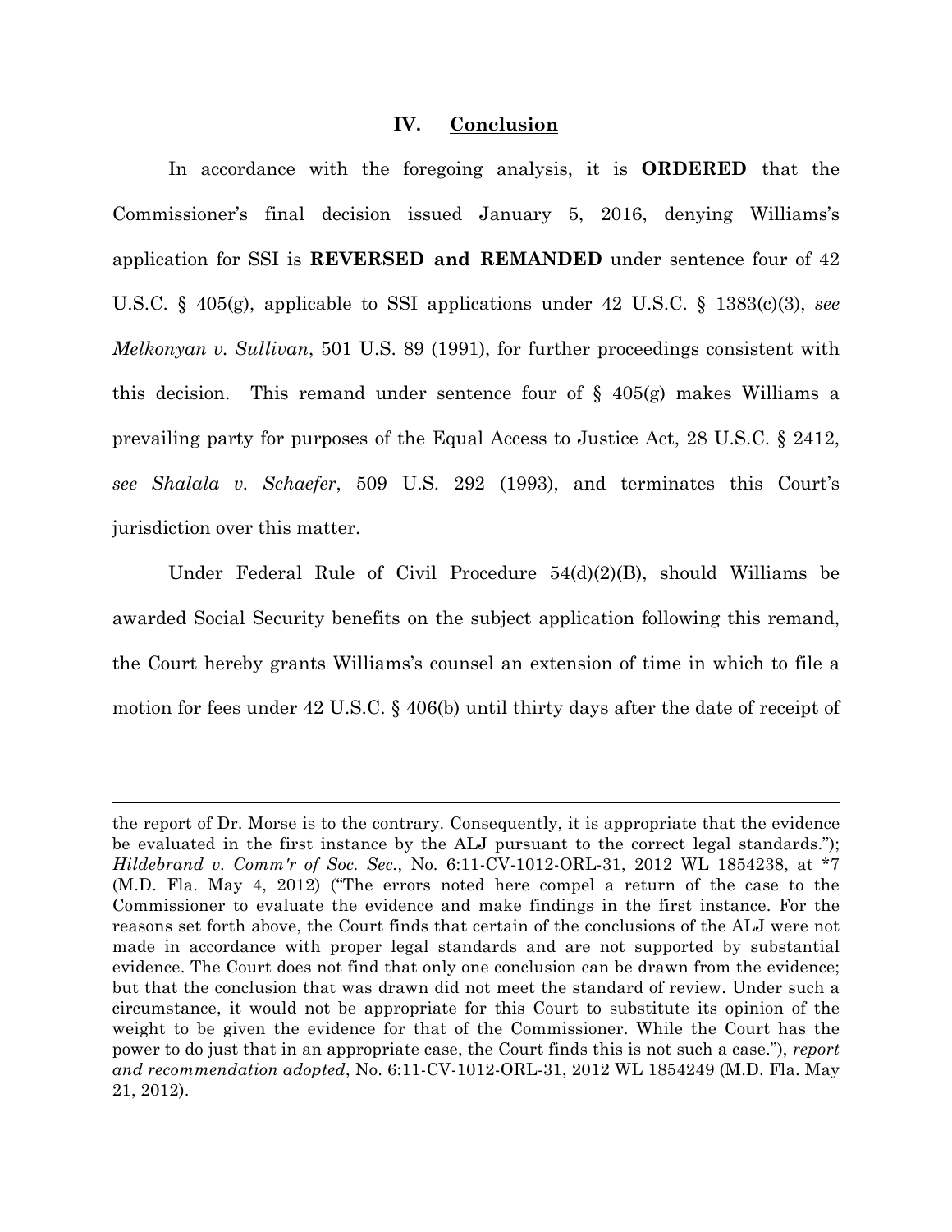## IV. Conclusion

In accordance with the foregoing analysis, it is **ORDERED** that the Commissioner's final decision issued January 5, 2016, denying Williams's application for SSI is **REVERSED and REMANDED** under sentence four of 42 U.S.C. § 405(g), applicable to SSI applications under 42 U.S.C. § 1383(c)(3), *see Melkonyan v. Sullivan*, 501 U.S. 89 (1991), for further proceedings consistent with this decision. This remand under sentence four of § 405(g) makes Williams a prevailing party for purposes of the Equal Access to Justice Act, 28 U.S.C. § 2412, *see Shalala v. Schaefer*, 509 U.S. 292 (1993), and terminates this Court's jurisdiction over this matter.

Under Federal Rule of Civil Procedure 54(d)(2)(B), should Williams be awarded Social Security benefits on the subject application following this remand, the Court hereby grants Williams's counsel an extension of time in which to file a motion for fees under 42 U.S.C. § 406(b) until thirty days after the date of receipt of

---

the report of Dr. Morse is to the contrary. Consequently, it is appropriate that the evidence be evaluated in the first instance by the ALJ pursuant to the correct legal standards."); *Hildebrand v. Comm'r of Soc. Sec.*, No. 6:11-CV-1012-ORL-31, 2012 WL 1854238, at *7 (M.D. Fla. May 4, 2012) ("The errors noted here compel a return of the case to the Commissioner to evaluate the evidence and make findings in the first instance. For the reasons set forth above, the Court finds that certain of the conclusions of the ALJ were not made in accordance with proper legal standards and are not supported by substantial evidence. The Court does not find that only one conclusion can be drawn from the evidence; but that the conclusion that was drawn did not meet the standard of review. Under such a circumstance, it would not be appropriate for this Court to substitute its opinion of the weight to be given the evidence for that of the Commissioner. While the Court has the power to do just that in an appropriate case, the Court finds this is not such a case."), *report and recommendation adopted*, No. 6:11-CV-1012-ORL-31, 2012 WL 1854249 (M.D. Fla. May 21, 2012).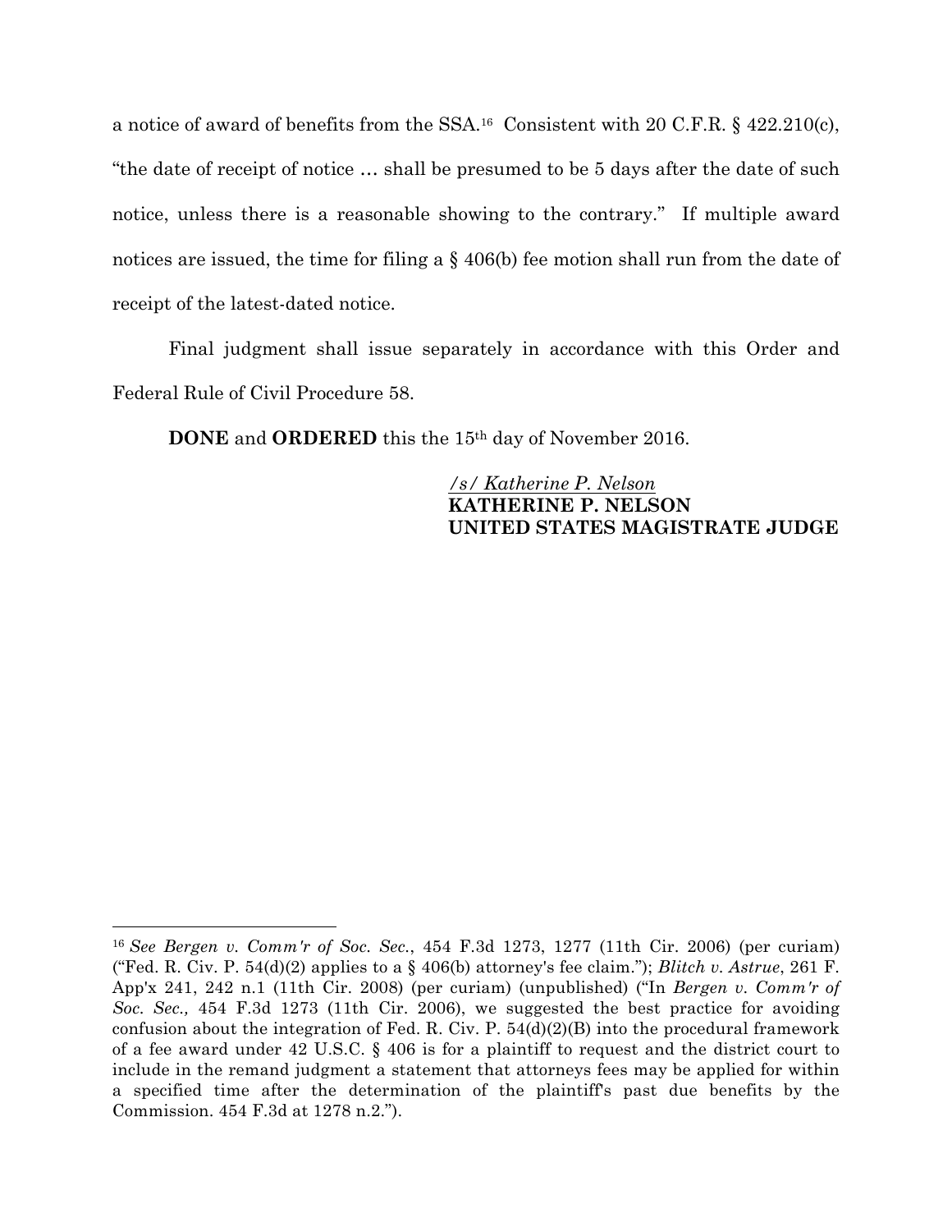a notice of award of benefits from the SSA.[16] Consistent with 20 C.F.R. § 422.210(c), "the date of receipt of notice … shall be presumed to be 5 days after the date of such notice, unless there is a reasonable showing to the contrary." If multiple award notices are issued, the time for filing a § 406(b) fee motion shall run from the date of receipt of the latest-dated notice.

Final judgment shall issue separately in accordance with this Order and Federal Rule of Civil Procedure 58.

**DONE** and **ORDERED** this the 15th day of November 2016.

*/s/ Katherine P. Nelson*
**KATHERINE P. NELSON**
**UNITED STATES MAGISTRATE JUDGE**

---

[16] *See Bergen v. Comm'r of Soc. Sec.*, 454 F.3d 1273, 1277 (11th Cir. 2006) (per curiam) ("Fed. R. Civ. P. 54(d)(2) applies to a § 406(b) attorney's fee claim."); *Blitch v. Astrue*, 261 F. App'x 241, 242 n.1 (11th Cir. 2008) (per curiam) (unpublished) ("In *Bergen v. Comm'r of Soc. Sec.,* 454 F.3d 1273 (11th Cir. 2006), we suggested the best practice for avoiding confusion about the integration of Fed. R. Civ. P. 54(d)(2)(B) into the procedural framework of a fee award under 42 U.S.C. § 406 is for a plaintiff to request and the district court to include in the remand judgment a statement that attorneys fees may be applied for within a specified time after the determination of the plaintiff's past due benefits by the Commission. 454 F.3d at 1278 n.2.").